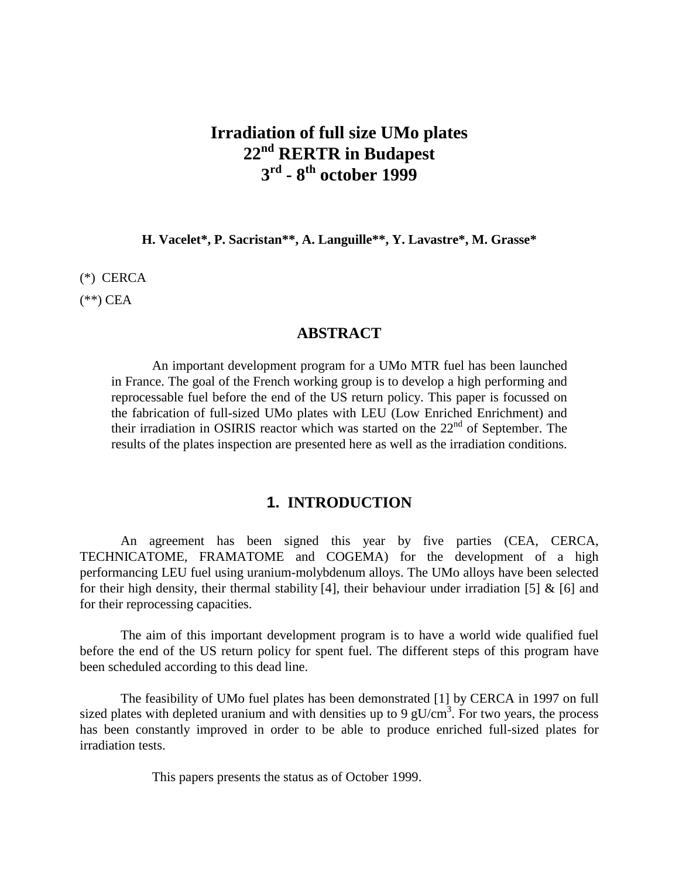# Irradiation of full size UMo plates
# 22nd RERTR in Budapest
# 3rd - 8th october 1999

**H. Vacelet\*, P. Sacristan\*\*, A. Languille\*\*, Y. Lavastre\*, M. Grasse\***

(*) CERCA

(**) CEA

## ABSTRACT

An important development program for a UMo MTR fuel has been launched in France. The goal of the French working group is to develop a high performing and reprocessable fuel before the end of the US return policy. This paper is focussed on the fabrication of full-sized UMo plates with LEU (Low Enriched Enrichment) and their irradiation in OSIRIS reactor which was started on the 22nd of September. The results of the plates inspection are presented here as well as the irradiation conditions.

## 1. INTRODUCTION

An agreement has been signed this year by five parties (CEA, CERCA, TECHNICATOME, FRAMATOME and COGEMA) for the development of a high performancing LEU fuel using uranium-molybdenum alloys. The UMo alloys have been selected for their high density, their thermal stability [4], their behaviour under irradiation [5] & [6] and for their reprocessing capacities.

The aim of this important development program is to have a world wide qualified fuel before the end of the US return policy for spent fuel. The different steps of this program have been scheduled according to this dead line.

The feasibility of UMo fuel plates has been demonstrated [1] by CERCA in 1997 on full sized plates with depleted uranium and with densities up to 9 $gU/cm^3$. For two years, the process has been constantly improved in order to be able to produce enriched full-sized plates for irradiation tests.

This papers presents the status as of October 1999.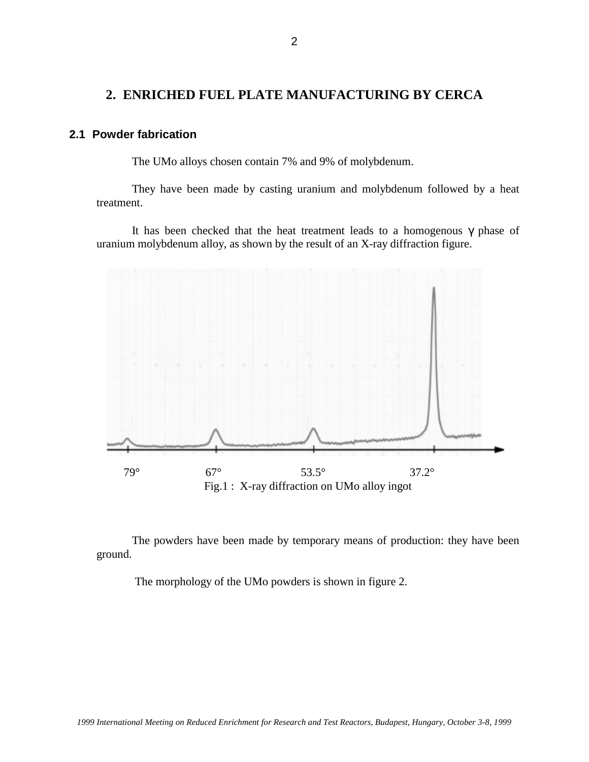## 2. ENRICHED FUEL PLATE MANUFACTURING BY CERCA

### 2.1 Powder fabrication

The UMo alloys chosen contain 7% and 9% of molybdenum.

They have been made by casting uranium and molybdenum followed by a heat treatment.

It has been checked that the heat treatment leads to a homogenous γ phase of uranium molybdenum alloy, as shown by the result of an X-ray diffraction figure.

79° 67° 53.5° 37.2°

Fig.1 : X-ray diffraction on UMo alloy ingot

The powders have been made by temporary means of production: they have been ground.

The morphology of the UMo powders is shown in figure 2.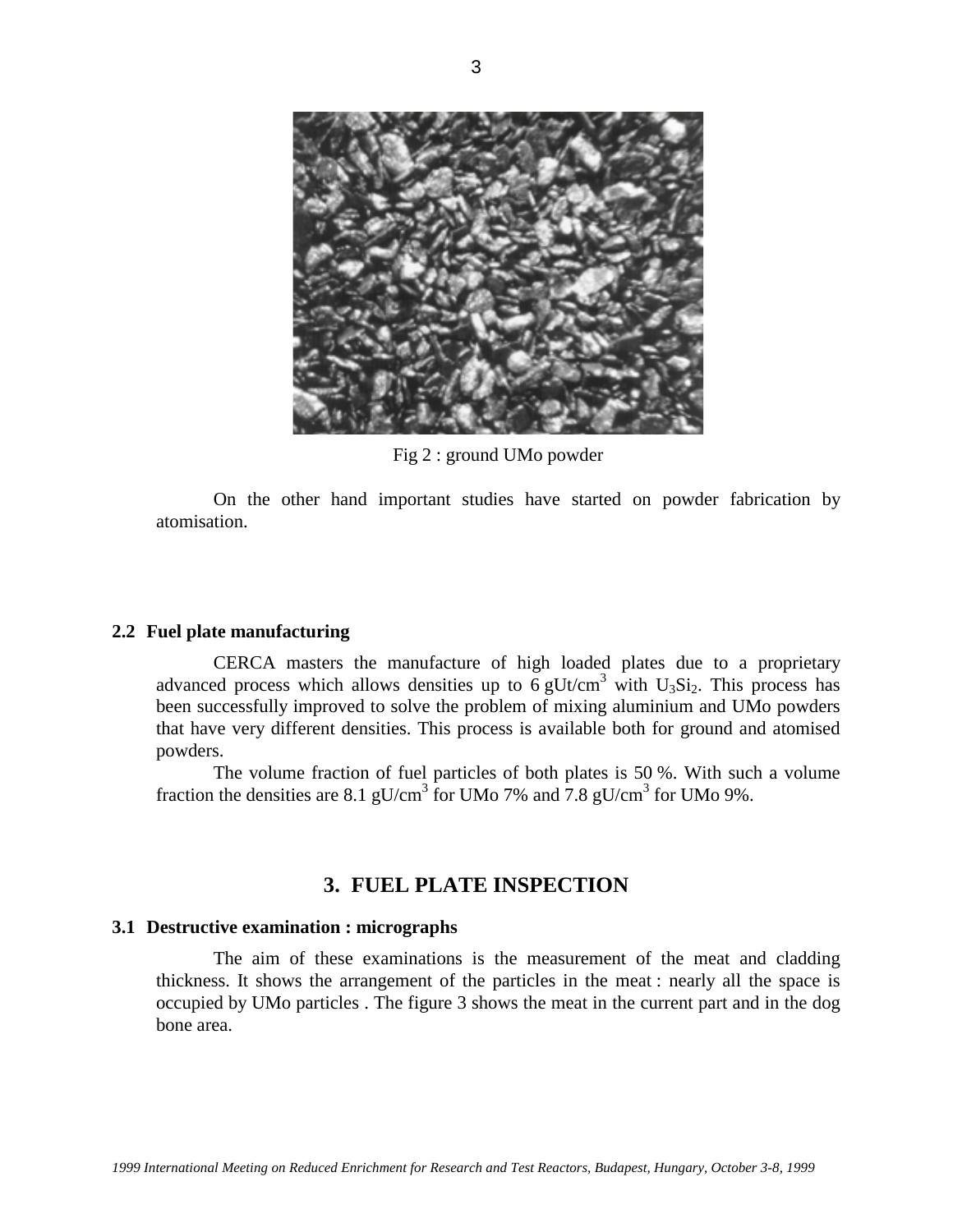Fig 2 : ground UMo powder

On the other hand important studies have started on powder fabrication by atomisation.

### 2.2 Fuel plate manufacturing

CERCA masters the manufacture of high loaded plates due to a proprietary advanced process which allows densities up to 6 $gUt/cm^3$ with $U_3Si_2$. This process has been successfully improved to solve the problem of mixing aluminium and UMo powders that have very different densities. This process is available both for ground and atomised powders.

The volume fraction of fuel particles of both plates is 50 %. With such a volume fraction the densities are 8.1 $gU/cm^3$ for UMo 7% and 7.8 $gU/cm^3$ for UMo 9%.

## 3. FUEL PLATE INSPECTION

### 3.1 Destructive examination : micrographs

The aim of these examinations is the measurement of the meat and cladding thickness. It shows the arrangement of the particles in the meat : nearly all the space is occupied by UMo particles . The figure 3 shows the meat in the current part and in the dog bone area.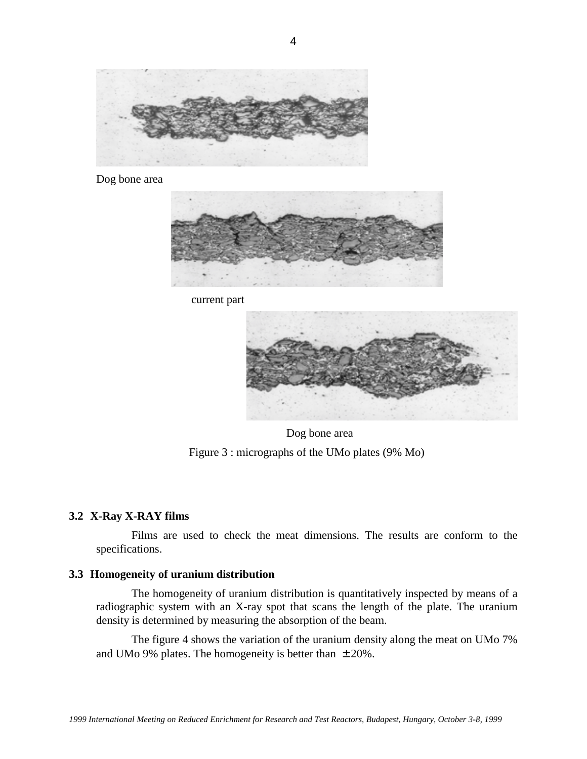Dog bone area

current part

Dog bone area

Figure 3 : micrographs of the UMo plates (9% Mo)

### 3.2 X-Ray X-RAY films

Films are used to check the meat dimensions. The results are conform to the specifications.

### 3.3 Homogeneity of uranium distribution

The homogeneity of uranium distribution is quantitatively inspected by means of a radiographic system with an X-ray spot that scans the length of the plate. The uranium density is determined by measuring the absorption of the beam.

The figure 4 shows the variation of the uranium density along the meat on UMo 7% and UMo 9% plates. The homogeneity is better than $\pm 20\%$.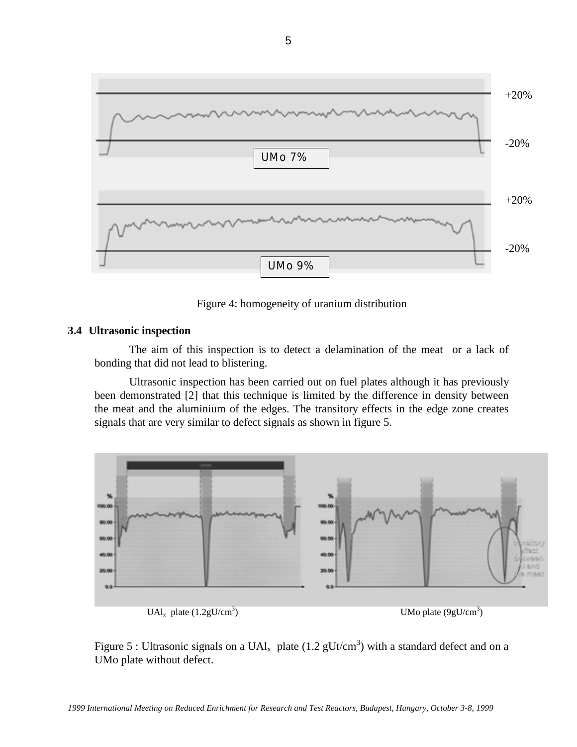Figure 4: homogeneity of uranium distribution

### 3.4 Ultrasonic inspection

The aim of this inspection is to detect a delamination of the meat or a lack of bonding that did not lead to blistering.

Ultrasonic inspection has been carried out on fuel plates although it has previously been demonstrated [2] that this technique is limited by the difference in density between the meat and the aluminium of the edges. The transitory effects in the edge zone creates signals that are very similar to defect signals as shown in figure 5.

$UAl_x$ plate (1.2gU/cm$^3$) UMo plate (9gU/cm$^3$)

Figure 5 : Ultrasonic signals on a $UAl_x$ plate (1.2 gUt/cm$^3$) with a standard defect and on a UMo plate without defect.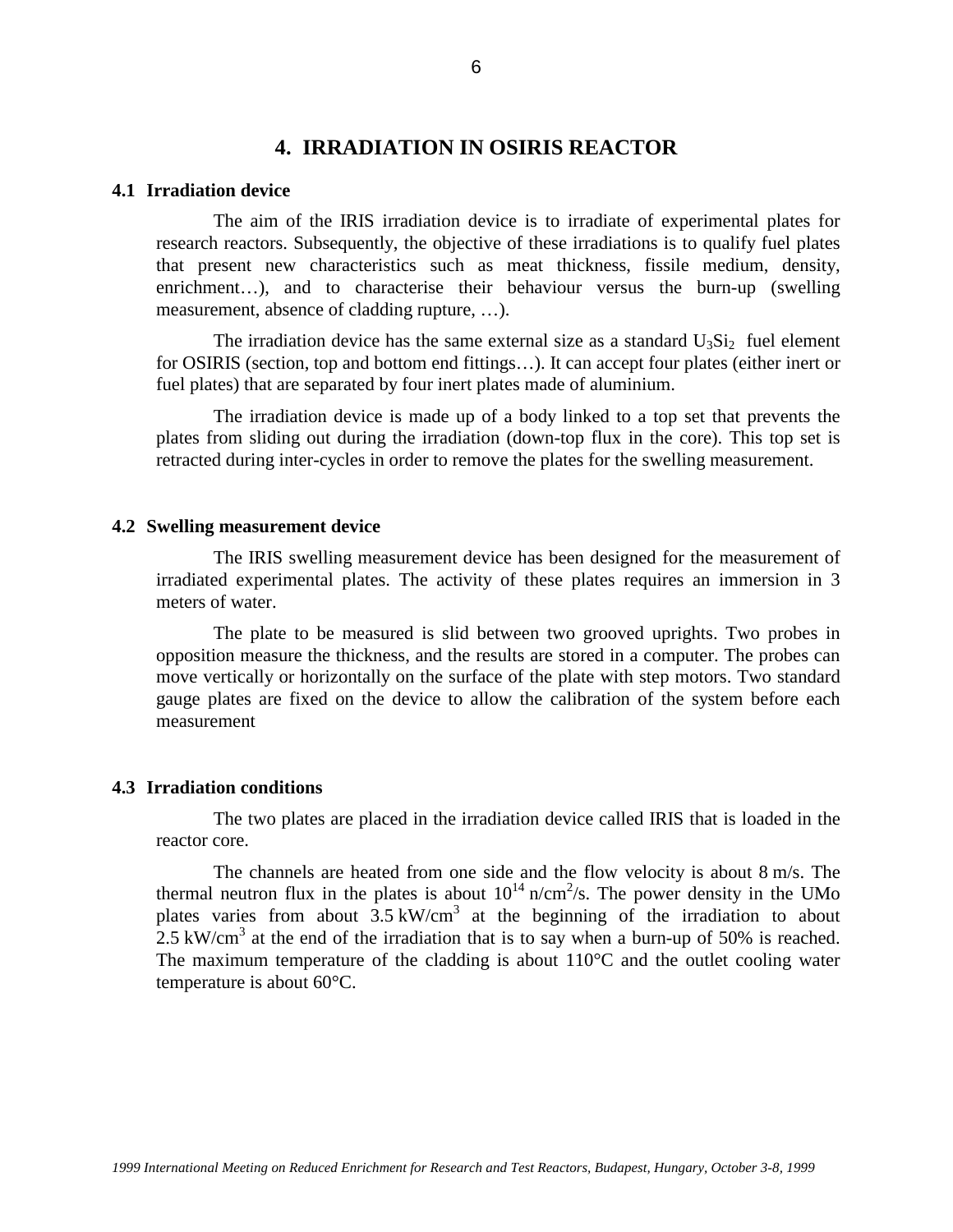# 4. IRRADIATION IN OSIRIS REACTOR

## 4.1 Irradiation device

The aim of the IRIS irradiation device is to irradiate of experimental plates for research reactors. Subsequently, the objective of these irradiations is to qualify fuel plates that present new characteristics such as meat thickness, fissile medium, density, enrichment…), and to characterise their behaviour versus the burn-up (swelling measurement, absence of cladding rupture, …).

The irradiation device has the same external size as a standard $U_3Si_2$ fuel element for OSIRIS (section, top and bottom end fittings…). It can accept four plates (either inert or fuel plates) that are separated by four inert plates made of aluminium.

The irradiation device is made up of a body linked to a top set that prevents the plates from sliding out during the irradiation (down-top flux in the core). This top set is retracted during inter-cycles in order to remove the plates for the swelling measurement.

## 4.2 Swelling measurement device

The IRIS swelling measurement device has been designed for the measurement of irradiated experimental plates. The activity of these plates requires an immersion in 3 meters of water.

The plate to be measured is slid between two grooved uprights. Two probes in opposition measure the thickness, and the results are stored in a computer. The probes can move vertically or horizontally on the surface of the plate with step motors. Two standard gauge plates are fixed on the device to allow the calibration of the system before each measurement

## 4.3 Irradiation conditions

The two plates are placed in the irradiation device called IRIS that is loaded in the reactor core.

The channels are heated from one side and the flow velocity is about 8 m/s. The thermal neutron flux in the plates is about $10^{14}$ n/cm$^2$/s. The power density in the UMo plates varies from about 3.5 kW/cm$^3$ at the beginning of the irradiation to about 2.5 kW/cm$^3$ at the end of the irradiation that is to say when a burn-up of 50% is reached. The maximum temperature of the cladding is about 110°C and the outlet cooling water temperature is about 60°C.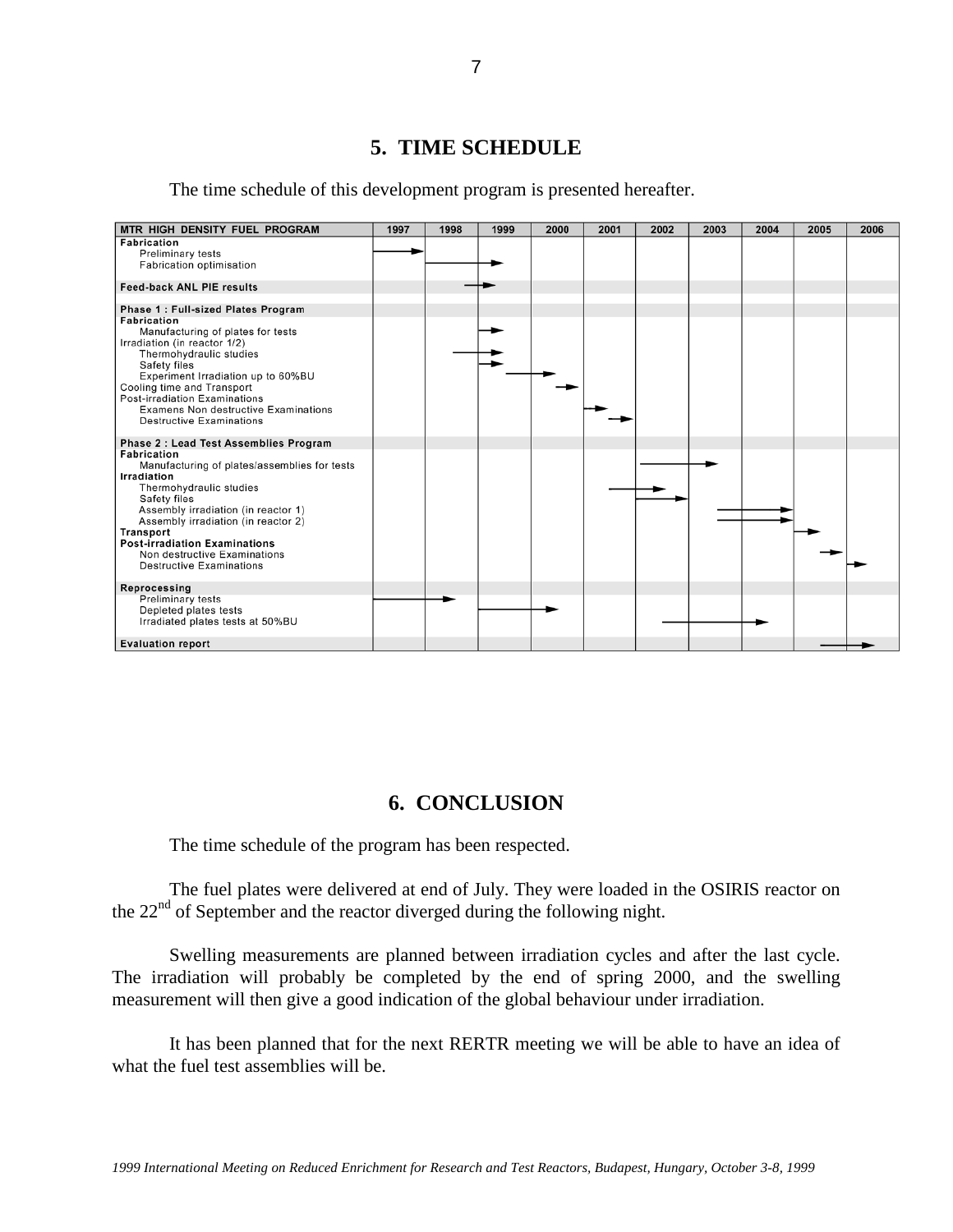# 5. TIME SCHEDULE

The time schedule of this development program is presented hereafter.

| MTR HIGH DENSITY FUEL PROGRAM | 1997 | 1998 | 1999 | 2000 | 2001 | 2002 | 2003 | 2004 | 2005 | 2006 |
|---|---|---|---|---|---|---|---|---|---|---|
| **Fabrication** | | | | | | | | | | |
| Preliminary tests | → | | | | | | | | | |
| Fabrication optimisation | | → | → | | | | | | | |
| **Feed-back ANL PIE results** | | → | → | | | | | | | |
| **Phase 1 : Full-sized Plates Program** | | | | | | | | | | |
| **Fabrication** | | | | | | | | | | |
| Manufacturing of plates for tests | | | → | | | | | | | |
| Irradiation (in reactor 1/2) | | | | | | | | | | |
| Thermohydraulic studies | | → | → | | | | | | | |
| Safety files | | | → | | | | | | | |
| Experiment Irradiation up to 60%BU | | | → | → | | | | | | |
| Cooling time and Transport | | | | → | | | | | | |
| Post-irradiation Examinations | | | | | | | | | | |
| Examens Non destructive Examinations | | | | | → | | | | | |
| Destructive Examinations | | | | | → | | | | | |
| **Phase 2 : Lead Test Assemblies Program** | | | | | | | | | | |
| **Fabrication** | | | | | | | | | | |
| Manufacturing of plates/assemblies for tests | | | | | | → | → | | | |
| **Irradiation** | | | | | | | | | | |
| Thermohydraulic studies | | | | | → | → | | | | |
| Safety files | | | | | | → | | | | |
| Assembly irradiation (in reactor 1) | | | | | | | → | → | | |
| Assembly irradiation (in reactor 2) | | | | | | | → | → | | |
| **Transport** | | | | | | | | | → | |
| **Post-irradiation Examinations** | | | | | | | | | | |
| Non destructive Examinations | | | | | | | | | → | |
| Destructive Examinations | | | | | | | | | | → |
| **Reprocessing** | | | | | | | | | | |
| Preliminary tests | → | → | | | | | | | | |
| Depleted plates tests | | | → | → | | | | | | |
| Irradiated plates tests at 50%BU | | | | | | → | → | → | | |
| **Evaluation report** | | | | | | | | | → | → |

# 6. CONCLUSION

The time schedule of the program has been respected.

The fuel plates were delivered at end of July. They were loaded in the OSIRIS reactor on the 22nd of September and the reactor diverged during the following night.

Swelling measurements are planned between irradiation cycles and after the last cycle. The irradiation will probably be completed by the end of spring 2000, and the swelling measurement will then give a good indication of the global behaviour under irradiation.

It has been planned that for the next RERTR meeting we will be able to have an idea of what the fuel test assemblies will be.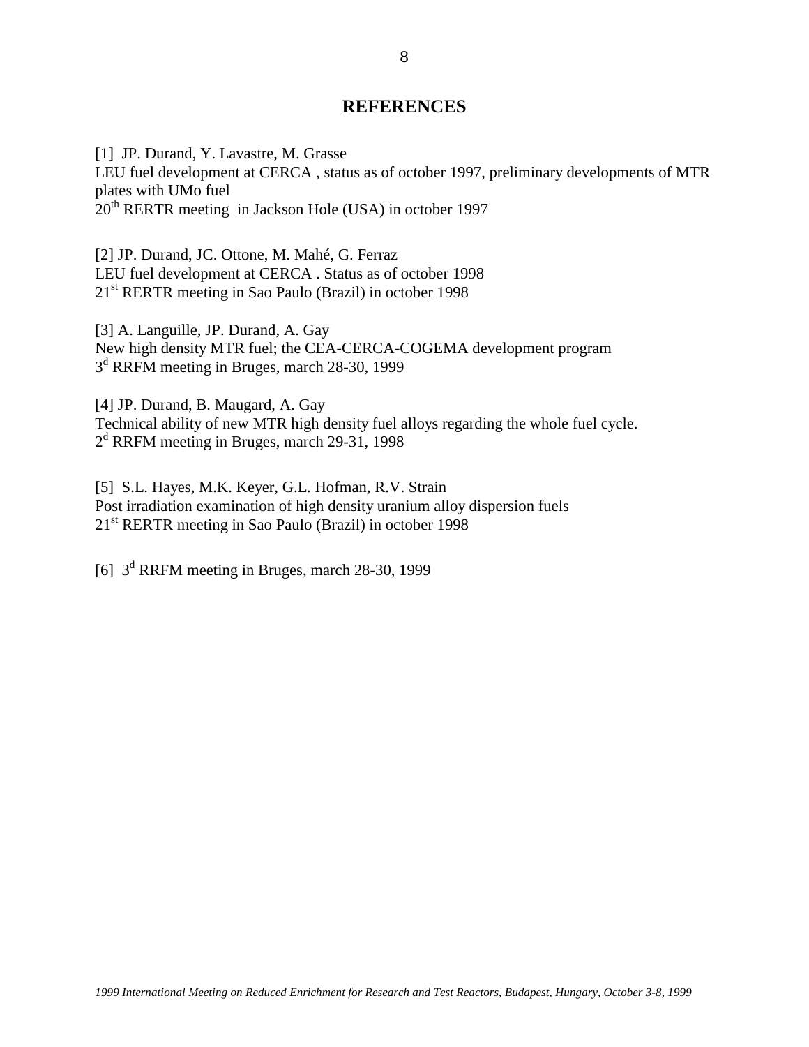# REFERENCES

[1] JP. Durand, Y. Lavastre, M. Grasse
LEU fuel development at CERCA , status as of october 1997, preliminary developments of MTR plates with UMo fuel
$20^{th}$ RERTR meeting in Jackson Hole (USA) in october 1997

[2] JP. Durand, JC. Ottone, M. Mahé, G. Ferraz
LEU fuel development at CERCA . Status as of october 1998
$21^{st}$ RERTR meeting in Sao Paulo (Brazil) in october 1998

[3] A. Languille, JP. Durand, A. Gay
New high density MTR fuel; the CEA-CERCA-COGEMA development program
$3^{d}$ RRFM meeting in Bruges, march 28-30, 1999

[4] JP. Durand, B. Maugard, A. Gay
Technical ability of new MTR high density fuel alloys regarding the whole fuel cycle.
$2^{d}$ RRFM meeting in Bruges, march 29-31, 1998

[5] S.L. Hayes, M.K. Keyer, G.L. Hofman, R.V. Strain
Post irradiation examination of high density uranium alloy dispersion fuels
$21^{st}$ RERTR meeting in Sao Paulo (Brazil) in october 1998

[6] $3^{d}$ RRFM meeting in Bruges, march 28-30, 1999